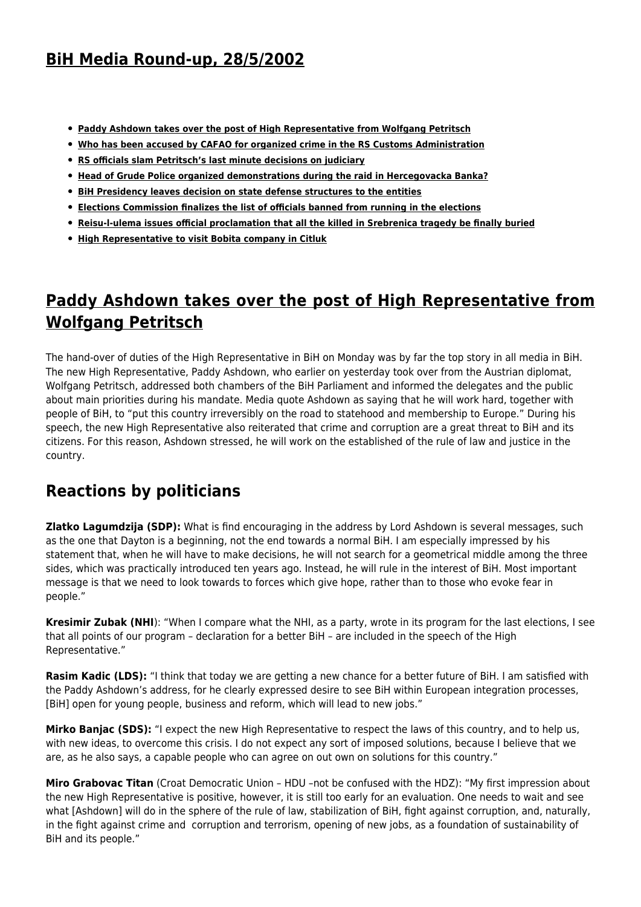# BiH Media Round-up, 28/5/2002

- **Paddy Ashdown takes over the post of High Representative from Wolfgang Petritsch**
- **Who has been accused by CAFAO for organized crime in the RS Customs Administration**
- **RS officials slam Petritsch's last minute decisions on judiciary**
- **Head of Grude Police organized demonstrations during the raid in Hercegovacka Banka?**
- **BiH Presidency leaves decision on state defense structures to the entities**
- **Elections Commission finalizes the list of officials banned from running in the elections**
- **Reisu-l-ulema issues official proclamation that all the killed in Srebrenica tragedy be finally buried**
- **High Representative to visit Bobita company in Citluk**

## Paddy Ashdown takes over the post of High Representative from Wolfgang Petritsch

The hand-over of duties of the High Representative in BiH on Monday was by far the top story in all media in BiH. The new High Representative, Paddy Ashdown, who earlier on yesterday took over from the Austrian diplomat, Wolfgang Petritsch, addressed both chambers of the BiH Parliament and informed the delegates and the public about main priorities during his mandate. Media quote Ashdown as saying that he will work hard, together with people of BiH, to "put this country irreversibly on the road to statehood and membership to Europe." During his speech, the new High Representative also reiterated that crime and corruption are a great threat to BiH and its citizens. For this reason, Ashdown stressed, he will work on the established of the rule of law and justice in the country.

## Reactions by politicians

**Zlatko Lagumdzija (SDP):** What is find encouraging in the address by Lord Ashdown is several messages, such as the one that Dayton is a beginning, not the end towards a normal BiH. I am especially impressed by his statement that, when he will have to make decisions, he will not search for a geometrical middle among the three sides, which was practically introduced ten years ago. Instead, he will rule in the interest of BiH. Most important message is that we need to look towards to forces which give hope, rather than to those who evoke fear in people."

**Kresimir Zubak (NHI**): "When I compare what the NHI, as a party, wrote in its program for the last elections, I see that all points of our program – declaration for a better BiH – are included in the speech of the High Representative."

**Rasim Kadic (LDS):** "I think that today we are getting a new chance for a better future of BiH. I am satisfied with the Paddy Ashdown's address, for he clearly expressed desire to see BiH within European integration processes, [BiH] open for young people, business and reform, which will lead to new jobs."

**Mirko Banjac (SDS):** "I expect the new High Representative to respect the laws of this country, and to help us, with new ideas, to overcome this crisis. I do not expect any sort of imposed solutions, because I believe that we are, as he also says, a capable people who can agree on out own on solutions for this country."

**Miro Grabovac Titan** (Croat Democratic Union – HDU –not be confused with the HDZ): "My first impression about the new High Representative is positive, however, it is still too early for an evaluation. One needs to wait and see what [Ashdown] will do in the sphere of the rule of law, stabilization of BiH, fight against corruption, and, naturally, in the fight against crime and corruption and terrorism, opening of new jobs, as a foundation of sustainability of BiH and its people."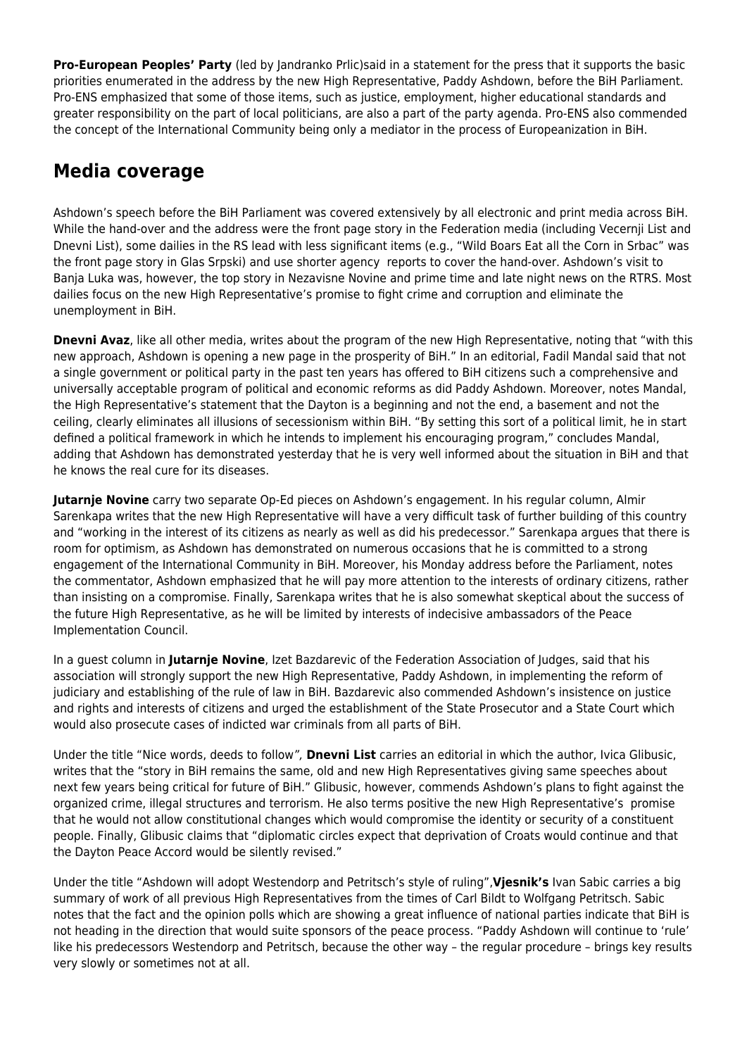**Pro-European Peoples' Party** (led by Jandranko Prlic)said in a statement for the press that it supports the basic priorities enumerated in the address by the new High Representative, Paddy Ashdown, before the BiH Parliament. Pro-ENS emphasized that some of those items, such as justice, employment, higher educational standards and greater responsibility on the part of local politicians, are also a part of the party agenda. Pro-ENS also commended the concept of the International Community being only a mediator in the process of Europeanization in BiH.

## Media coverage

Ashdown's speech before the BiH Parliament was covered extensively by all electronic and print media across BiH. While the hand-over and the address were the front page story in the Federation media (including Vecernji List and Dnevni List), some dailies in the RS lead with less significant items (e.g., "Wild Boars Eat all the Corn in Srbac" was the front page story in Glas Srpski) and use shorter agency reports to cover the hand-over. Ashdown's visit to Banja Luka was, however, the top story in Nezavisne Novine and prime time and late night news on the RTRS. Most dailies focus on the new High Representative's promise to fight crime and corruption and eliminate the unemployment in BiH.

**Dnevni Avaz**, like all other media, writes about the program of the new High Representative, noting that "with this new approach, Ashdown is opening a new page in the prosperity of BiH." In an editorial, Fadil Mandal said that not a single government or political party in the past ten years has offered to BiH citizens such a comprehensive and universally acceptable program of political and economic reforms as did Paddy Ashdown. Moreover, notes Mandal, the High Representative's statement that the Dayton is a beginning and not the end, a basement and not the ceiling, clearly eliminates all illusions of secessionism within BiH. "By setting this sort of a political limit, he in start defined a political framework in which he intends to implement his encouraging program," concludes Mandal, adding that Ashdown has demonstrated yesterday that he is very well informed about the situation in BiH and that he knows the real cure for its diseases.

**Jutarnje Novine** carry two separate Op-Ed pieces on Ashdown's engagement. In his regular column, Almir Sarenkapa writes that the new High Representative will have a very difficult task of further building of this country and "working in the interest of its citizens as nearly as well as did his predecessor." Sarenkapa argues that there is room for optimism, as Ashdown has demonstrated on numerous occasions that he is committed to a strong engagement of the International Community in BiH. Moreover, his Monday address before the Parliament, notes the commentator, Ashdown emphasized that he will pay more attention to the interests of ordinary citizens, rather than insisting on a compromise. Finally, Sarenkapa writes that he is also somewhat skeptical about the success of the future High Representative, as he will be limited by interests of indecisive ambassadors of the Peace Implementation Council.

In a guest column in **Jutarnje Novine**, Izet Bazdarevic of the Federation Association of Judges, said that his association will strongly support the new High Representative, Paddy Ashdown, in implementing the reform of judiciary and establishing of the rule of law in BiH. Bazdarevic also commended Ashdown's insistence on justice and rights and interests of citizens and urged the establishment of the State Prosecutor and a State Court which would also prosecute cases of indicted war criminals from all parts of BiH.

Under the title "Nice words, deeds to follow*",* **Dnevni List** carries an editorial in which the author, Ivica Glibusic, writes that the "story in BiH remains the same, old and new High Representatives giving same speeches about next few years being critical for future of BiH." Glibusic, however, commends Ashdown's plans to fight against the organized crime, illegal structures and terrorism. He also terms positive the new High Representative's promise that he would not allow constitutional changes which would compromise the identity or security of a constituent people. Finally, Glibusic claims that "diplomatic circles expect that deprivation of Croats would continue and that the Dayton Peace Accord would be silently revised."

Under the title "Ashdown will adopt Westendorp and Petritsch's style of ruling",**Vjesnik's** Ivan Sabic carries a big summary of work of all previous High Representatives from the times of Carl Bildt to Wolfgang Petritsch. Sabic notes that the fact and the opinion polls which are showing a great influence of national parties indicate that BiH is not heading in the direction that would suite sponsors of the peace process. "Paddy Ashdown will continue to 'rule' like his predecessors Westendorp and Petritsch, because the other way – the regular procedure – brings key results very slowly or sometimes not at all.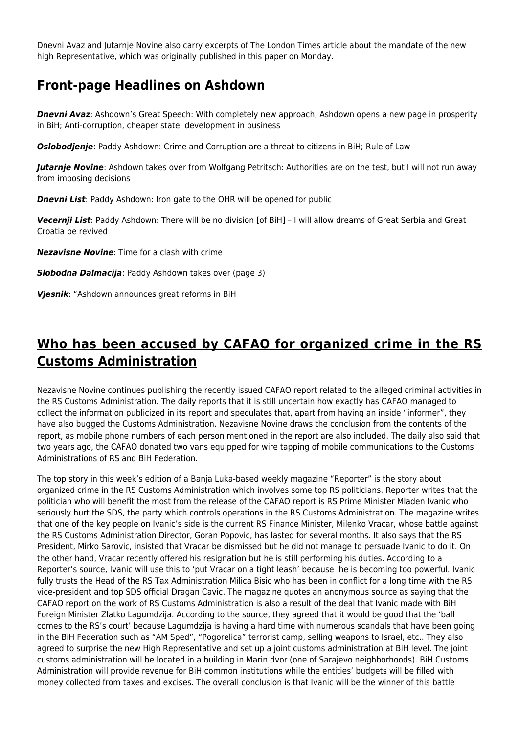Dnevni Avaz and Jutarnje Novine also carry excerpts of The London Times article about the mandate of the new high Representative, which was originally published in this paper on Monday.

## Front-page Headlines on Ashdown

***Dnevni Avaz***: Ashdown's Great Speech: With completely new approach, Ashdown opens a new page in prosperity in BiH; Anti-corruption, cheaper state, development in business

***Oslobodjenje***: Paddy Ashdown: Crime and Corruption are a threat to citizens in BiH; Rule of Law

***Jutarnje Novine***: Ashdown takes over from Wolfgang Petritsch: Authorities are on the test, but I will not run away from imposing decisions

***Dnevni List***: Paddy Ashdown: Iron gate to the OHR will be opened for public

***Vecernji List***: Paddy Ashdown: There will be no division [of BiH] – I will allow dreams of Great Serbia and Great Croatia be revived

***Nezavisne Novine***: Time for a clash with crime

***Slobodna Dalmacija***: Paddy Ashdown takes over (page 3)

***Vjesnik***: "Ashdown announces great reforms in BiH

## Who has been accused by CAFAO for organized crime in the RS Customs Administration

Nezavisne Novine continues publishing the recently issued CAFAO report related to the alleged criminal activities in the RS Customs Administration. The daily reports that it is still uncertain how exactly has CAFAO managed to collect the information publicized in its report and speculates that, apart from having an inside "informer", they have also bugged the Customs Administration. Nezavisne Novine draws the conclusion from the contents of the report, as mobile phone numbers of each person mentioned in the report are also included. The daily also said that two years ago, the CAFAO donated two vans equipped for wire tapping of mobile communications to the Customs Administrations of RS and BiH Federation.

The top story in this week's edition of a Banja Luka-based weekly magazine "Reporter" is the story about organized crime in the RS Customs Administration which involves some top RS politicians. Reporter writes that the politician who will benefit the most from the release of the CAFAO report is RS Prime Minister Mladen Ivanic who seriously hurt the SDS, the party which controls operations in the RS Customs Administration. The magazine writes that one of the key people on Ivanic's side is the current RS Finance Minister, Milenko Vracar, whose battle against the RS Customs Administration Director, Goran Popovic, has lasted for several months. It also says that the RS President, Mirko Sarovic, insisted that Vracar be dismissed but he did not manage to persuade Ivanic to do it. On the other hand, Vracar recently offered his resignation but he is still performing his duties. According to a Reporter's source, Ivanic will use this to 'put Vracar on a tight leash' because he is becoming too powerful. Ivanic fully trusts the Head of the RS Tax Administration Milica Bisic who has been in conflict for a long time with the RS vice-president and top SDS official Dragan Cavic. The magazine quotes an anonymous source as saying that the CAFAO report on the work of RS Customs Administration is also a result of the deal that Ivanic made with BiH Foreign Minister Zlatko Lagumdzija. According to the source, they agreed that it would be good that the 'ball comes to the RS's court' because Lagumdzija is having a hard time with numerous scandals that have been going in the BiH Federation such as "AM Sped", "Pogorelica" terrorist camp, selling weapons to Israel, etc.. They also agreed to surprise the new High Representative and set up a joint customs administration at BiH level. The joint customs administration will be located in a building in Marin dvor (one of Sarajevo neighborhoods). BiH Customs Administration will provide revenue for BiH common institutions while the entities' budgets will be filled with money collected from taxes and excises. The overall conclusion is that Ivanic will be the winner of this battle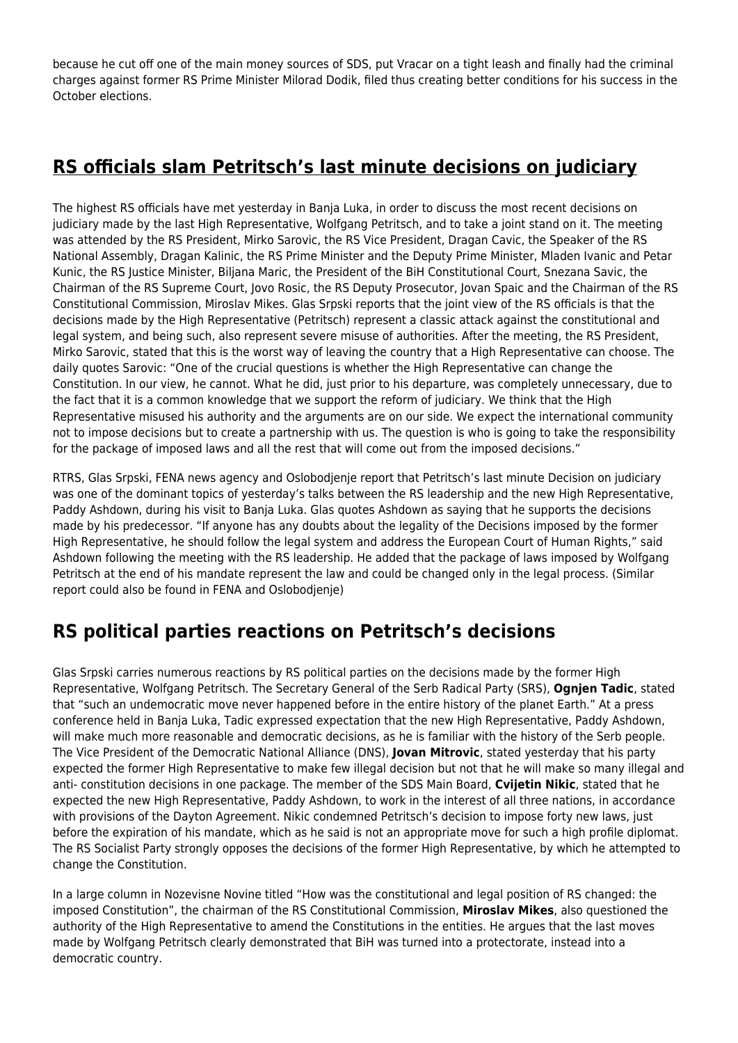because he cut off one of the main money sources of SDS, put Vracar on a tight leash and finally had the criminal charges against former RS Prime Minister Milorad Dodik, filed thus creating better conditions for his success in the October elections.

## RS officials slam Petritsch's last minute decisions on judiciary

The highest RS officials have met yesterday in Banja Luka, in order to discuss the most recent decisions on judiciary made by the last High Representative, Wolfgang Petritsch, and to take a joint stand on it. The meeting was attended by the RS President, Mirko Sarovic, the RS Vice President, Dragan Cavic, the Speaker of the RS National Assembly, Dragan Kalinic, the RS Prime Minister and the Deputy Prime Minister, Mladen Ivanic and Petar Kunic, the RS Justice Minister, Biljana Maric, the President of the BiH Constitutional Court, Snezana Savic, the Chairman of the RS Supreme Court, Jovo Rosic, the RS Deputy Prosecutor, Jovan Spaic and the Chairman of the RS Constitutional Commission, Miroslav Mikes. Glas Srpski reports that the joint view of the RS officials is that the decisions made by the High Representative (Petritsch) represent a classic attack against the constitutional and legal system, and being such, also represent severe misuse of authorities. After the meeting, the RS President, Mirko Sarovic, stated that this is the worst way of leaving the country that a High Representative can choose. The daily quotes Sarovic: "One of the crucial questions is whether the High Representative can change the Constitution. In our view, he cannot. What he did, just prior to his departure, was completely unnecessary, due to the fact that it is a common knowledge that we support the reform of judiciary. We think that the High Representative misused his authority and the arguments are on our side. We expect the international community not to impose decisions but to create a partnership with us. The question is who is going to take the responsibility for the package of imposed laws and all the rest that will come out from the imposed decisions."

RTRS, Glas Srpski, FENA news agency and Oslobodjenje report that Petritsch's last minute Decision on judiciary was one of the dominant topics of yesterday's talks between the RS leadership and the new High Representative, Paddy Ashdown, during his visit to Banja Luka. Glas quotes Ashdown as saying that he supports the decisions made by his predecessor. "If anyone has any doubts about the legality of the Decisions imposed by the former High Representative, he should follow the legal system and address the European Court of Human Rights," said Ashdown following the meeting with the RS leadership. He added that the package of laws imposed by Wolfgang Petritsch at the end of his mandate represent the law and could be changed only in the legal process. (Similar report could also be found in FENA and Oslobodjenje)

## RS political parties reactions on Petritsch's decisions

Glas Srpski carries numerous reactions by RS political parties on the decisions made by the former High Representative, Wolfgang Petritsch. The Secretary General of the Serb Radical Party (SRS), **Ognjen Tadic**, stated that "such an undemocratic move never happened before in the entire history of the planet Earth." At a press conference held in Banja Luka, Tadic expressed expectation that the new High Representative, Paddy Ashdown, will make much more reasonable and democratic decisions, as he is familiar with the history of the Serb people. The Vice President of the Democratic National Alliance (DNS), **Jovan Mitrovic**, stated yesterday that his party expected the former High Representative to make few illegal decision but not that he will make so many illegal and anti- constitution decisions in one package. The member of the SDS Main Board, **Cvijetin Nikic**, stated that he expected the new High Representative, Paddy Ashdown, to work in the interest of all three nations, in accordance with provisions of the Dayton Agreement. Nikic condemned Petritsch's decision to impose forty new laws, just before the expiration of his mandate, which as he said is not an appropriate move for such a high profile diplomat. The RS Socialist Party strongly opposes the decisions of the former High Representative, by which he attempted to change the Constitution.

In a large column in Nozevisne Novine titled "How was the constitutional and legal position of RS changed: the imposed Constitution", the chairman of the RS Constitutional Commission, **Miroslav Mikes**, also questioned the authority of the High Representative to amend the Constitutions in the entities. He argues that the last moves made by Wolfgang Petritsch clearly demonstrated that BiH was turned into a protectorate, instead into a democratic country.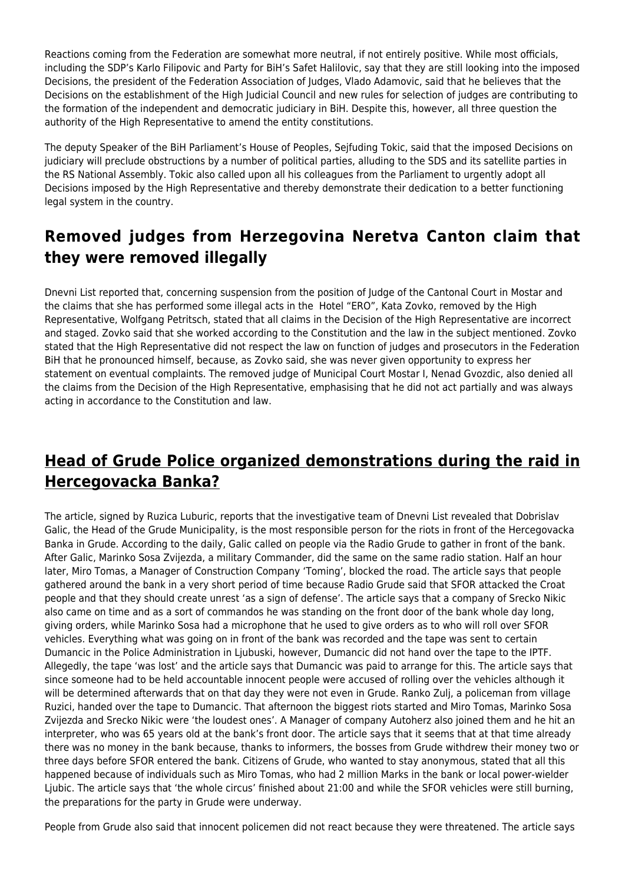Reactions coming from the Federation are somewhat more neutral, if not entirely positive. While most officials, including the SDP's Karlo Filipovic and Party for BiH's Safet Halilovic, say that they are still looking into the imposed Decisions, the president of the Federation Association of Judges, Vlado Adamovic, said that he believes that the Decisions on the establishment of the High Judicial Council and new rules for selection of judges are contributing to the formation of the independent and democratic judiciary in BiH. Despite this, however, all three question the authority of the High Representative to amend the entity constitutions.

The deputy Speaker of the BiH Parliament's House of Peoples, Sejfuding Tokic, said that the imposed Decisions on judiciary will preclude obstructions by a number of political parties, alluding to the SDS and its satellite parties in the RS National Assembly. Tokic also called upon all his colleagues from the Parliament to urgently adopt all Decisions imposed by the High Representative and thereby demonstrate their dedication to a better functioning legal system in the country.

## Removed judges from Herzegovina Neretva Canton claim that they were removed illegally

Dnevni List reported that, concerning suspension from the position of Judge of the Cantonal Court in Mostar and the claims that she has performed some illegal acts in the Hotel "ERO", Kata Zovko, removed by the High Representative, Wolfgang Petritsch, stated that all claims in the Decision of the High Representative are incorrect and staged. Zovko said that she worked according to the Constitution and the law in the subject mentioned. Zovko stated that the High Representative did not respect the law on function of judges and prosecutors in the Federation BiH that he pronounced himself, because, as Zovko said, she was never given opportunity to express her statement on eventual complaints. The removed judge of Municipal Court Mostar I, Nenad Gvozdic, also denied all the claims from the Decision of the High Representative, emphasising that he did not act partially and was always acting in accordance to the Constitution and law.

## Head of Grude Police organized demonstrations during the raid in Hercegovacka Banka?

The article, signed by Ruzica Luburic, reports that the investigative team of Dnevni List revealed that Dobrislav Galic, the Head of the Grude Municipality, is the most responsible person for the riots in front of the Hercegovacka Banka in Grude. According to the daily, Galic called on people via the Radio Grude to gather in front of the bank. After Galic, Marinko Sosa Zvijezda, a military Commander, did the same on the same radio station. Half an hour later, Miro Tomas, a Manager of Construction Company 'Toming', blocked the road. The article says that people gathered around the bank in a very short period of time because Radio Grude said that SFOR attacked the Croat people and that they should create unrest 'as a sign of defense'. The article says that a company of Srecko Nikic also came on time and as a sort of commandos he was standing on the front door of the bank whole day long, giving orders, while Marinko Sosa had a microphone that he used to give orders as to who will roll over SFOR vehicles. Everything what was going on in front of the bank was recorded and the tape was sent to certain Dumancic in the Police Administration in Ljubuski, however, Dumancic did not hand over the tape to the IPTF. Allegedly, the tape 'was lost' and the article says that Dumancic was paid to arrange for this. The article says that since someone had to be held accountable innocent people were accused of rolling over the vehicles although it will be determined afterwards that on that day they were not even in Grude. Ranko Zulj, a policeman from village Ruzici, handed over the tape to Dumancic. That afternoon the biggest riots started and Miro Tomas, Marinko Sosa Zvijezda and Srecko Nikic were 'the loudest ones'. A Manager of company Autoherz also joined them and he hit an interpreter, who was 65 years old at the bank's front door. The article says that it seems that at that time already there was no money in the bank because, thanks to informers, the bosses from Grude withdrew their money two or three days before SFOR entered the bank. Citizens of Grude, who wanted to stay anonymous, stated that all this happened because of individuals such as Miro Tomas, who had 2 million Marks in the bank or local power-wielder Ljubic. The article says that 'the whole circus' finished about 21:00 and while the SFOR vehicles were still burning, the preparations for the party in Grude were underway.

People from Grude also said that innocent policemen did not react because they were threatened. The article says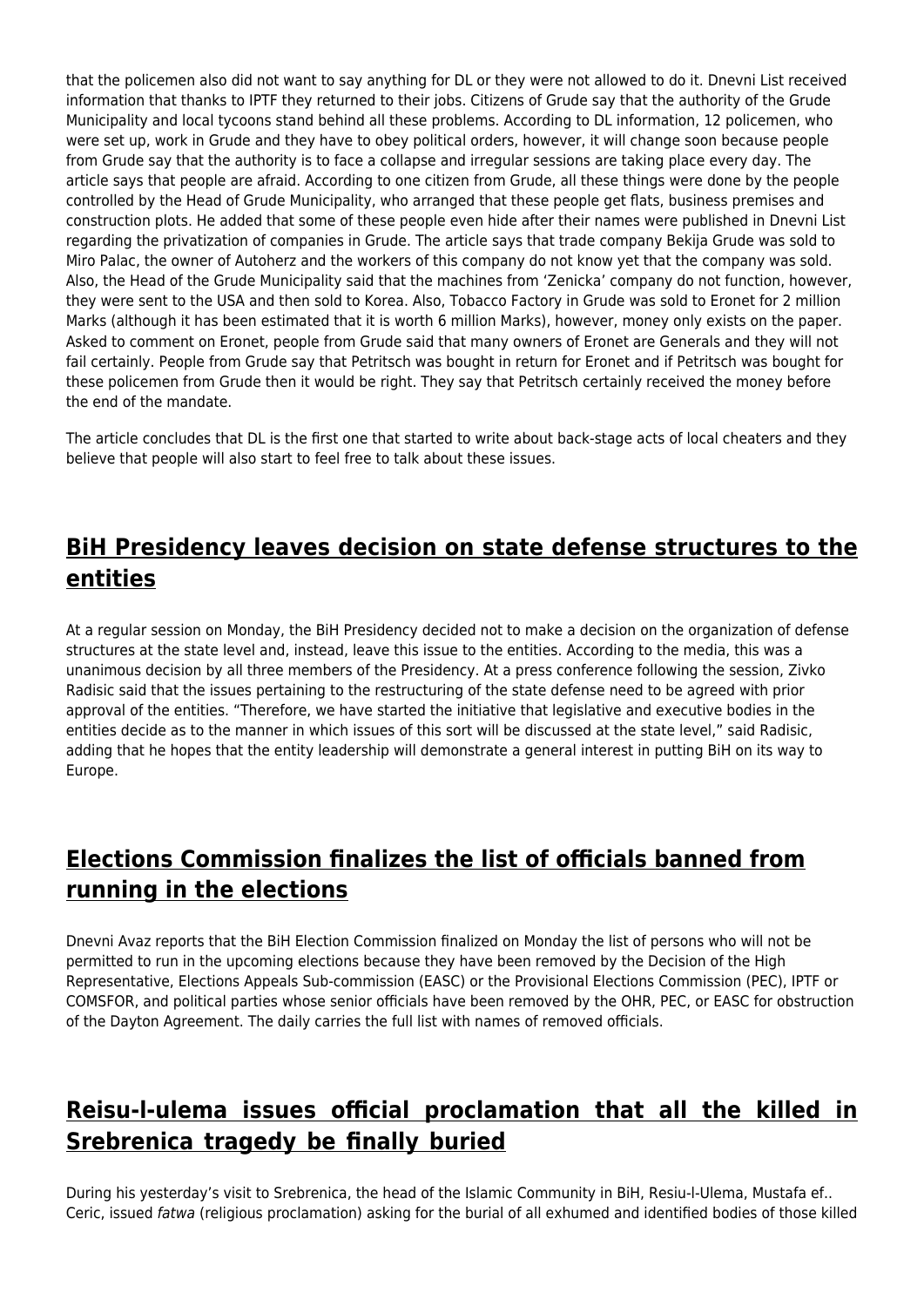that the policemen also did not want to say anything for DL or they were not allowed to do it. Dnevni List received information that thanks to IPTF they returned to their jobs. Citizens of Grude say that the authority of the Grude Municipality and local tycoons stand behind all these problems. According to DL information, 12 policemen, who were set up, work in Grude and they have to obey political orders, however, it will change soon because people from Grude say that the authority is to face a collapse and irregular sessions are taking place every day. The article says that people are afraid. According to one citizen from Grude, all these things were done by the people controlled by the Head of Grude Municipality, who arranged that these people get flats, business premises and construction plots. He added that some of these people even hide after their names were published in Dnevni List regarding the privatization of companies in Grude. The article says that trade company Bekija Grude was sold to Miro Palac, the owner of Autoherz and the workers of this company do not know yet that the company was sold. Also, the Head of the Grude Municipality said that the machines from 'Zenicka' company do not function, however, they were sent to the USA and then sold to Korea. Also, Tobacco Factory in Grude was sold to Eronet for 2 million Marks (although it has been estimated that it is worth 6 million Marks), however, money only exists on the paper. Asked to comment on Eronet, people from Grude said that many owners of Eronet are Generals and they will not fail certainly. People from Grude say that Petritsch was bought in return for Eronet and if Petritsch was bought for these policemen from Grude then it would be right. They say that Petritsch certainly received the money before the end of the mandate.

The article concludes that DL is the first one that started to write about back-stage acts of local cheaters and they believe that people will also start to feel free to talk about these issues.

## BiH Presidency leaves decision on state defense structures to the entities

At a regular session on Monday, the BiH Presidency decided not to make a decision on the organization of defense structures at the state level and, instead, leave this issue to the entities. According to the media, this was a unanimous decision by all three members of the Presidency. At a press conference following the session, Zivko Radisic said that the issues pertaining to the restructuring of the state defense need to be agreed with prior approval of the entities. "Therefore, we have started the initiative that legislative and executive bodies in the entities decide as to the manner in which issues of this sort will be discussed at the state level," said Radisic, adding that he hopes that the entity leadership will demonstrate a general interest in putting BiH on its way to Europe.

## Elections Commission finalizes the list of officials banned from running in the elections

Dnevni Avaz reports that the BiH Election Commission finalized on Monday the list of persons who will not be permitted to run in the upcoming elections because they have been removed by the Decision of the High Representative, Elections Appeals Sub-commission (EASC) or the Provisional Elections Commission (PEC), IPTF or COMSFOR, and political parties whose senior officials have been removed by the OHR, PEC, or EASC for obstruction of the Dayton Agreement. The daily carries the full list with names of removed officials.

## Reisu-l-ulema issues official proclamation that all the killed in Srebrenica tragedy be finally buried

During his yesterday's visit to Srebrenica, the head of the Islamic Community in BiH, Resiu-l-Ulema, Mustafa ef.. Ceric, issued *fatwa* (religious proclamation) asking for the burial of all exhumed and identified bodies of those killed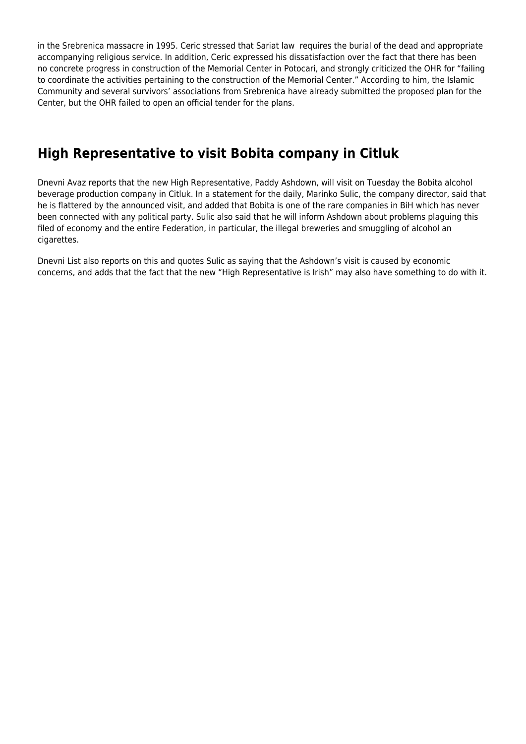in the Srebrenica massacre in 1995. Ceric stressed that Sariat law  requires the burial of the dead and appropriate accompanying religious service. In addition, Ceric expressed his dissatisfaction over the fact that there has been no concrete progress in construction of the Memorial Center in Potocari, and strongly criticized the OHR for "failing to coordinate the activities pertaining to the construction of the Memorial Center." According to him, the Islamic Community and several survivors' associations from Srebrenica have already submitted the proposed plan for the Center, but the OHR failed to open an official tender for the plans.

## High Representative to visit Bobita company in Citluk

Dnevni Avaz reports that the new High Representative, Paddy Ashdown, will visit on Tuesday the Bobita alcohol beverage production company in Citluk. In a statement for the daily, Marinko Sulic, the company director, said that he is flattered by the announced visit, and added that Bobita is one of the rare companies in BiH which has never been connected with any political party. Sulic also said that he will inform Ashdown about problems plaguing this filed of economy and the entire Federation, in particular, the illegal breweries and smuggling of alcohol an cigarettes.

Dnevni List also reports on this and quotes Sulic as saying that the Ashdown's visit is caused by economic concerns, and adds that the fact that the new "High Representative is Irish" may also have something to do with it.